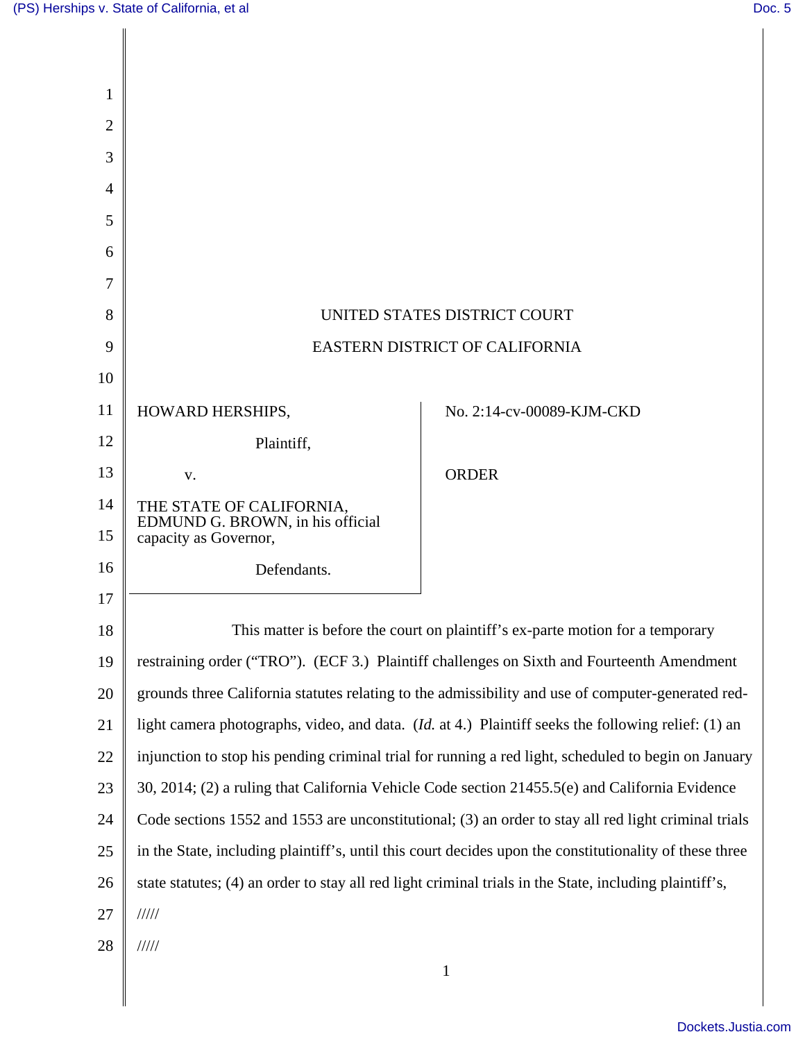UNITED STATES DISTRICT COURT

EASTERN DISTRICT OF CALIFORNIA

| | |
|---|---|
| HOWARD HERSHIPS, Plaintiff, v. THE STATE OF CALIFORNIA, EDMUND G. BROWN, in his official capacity as Governor, Defendants. | No. 2:14-cv-00089-KJM-CKD ORDER |

This matter is before the court on plaintiff's ex-parte motion for a temporary restraining order ("TRO"). (ECF 3.) Plaintiff challenges on Sixth and Fourteenth Amendment grounds three California statutes relating to the admissibility and use of computer-generated red-light camera photographs, video, and data. (*Id.* at 4.) Plaintiff seeks the following relief: (1) an injunction to stop his pending criminal trial for running a red light, scheduled to begin on January 30, 2014; (2) a ruling that California Vehicle Code section 21455.5(e) and California Evidence Code sections 1552 and 1553 are unconstitutional; (3) an order to stay all red light criminal trials in the State, including plaintiff's, until this court decides upon the constitutionality of these three state statutes; (4) an order to stay all red light criminal trials in the State, including plaintiff's,

/////

/////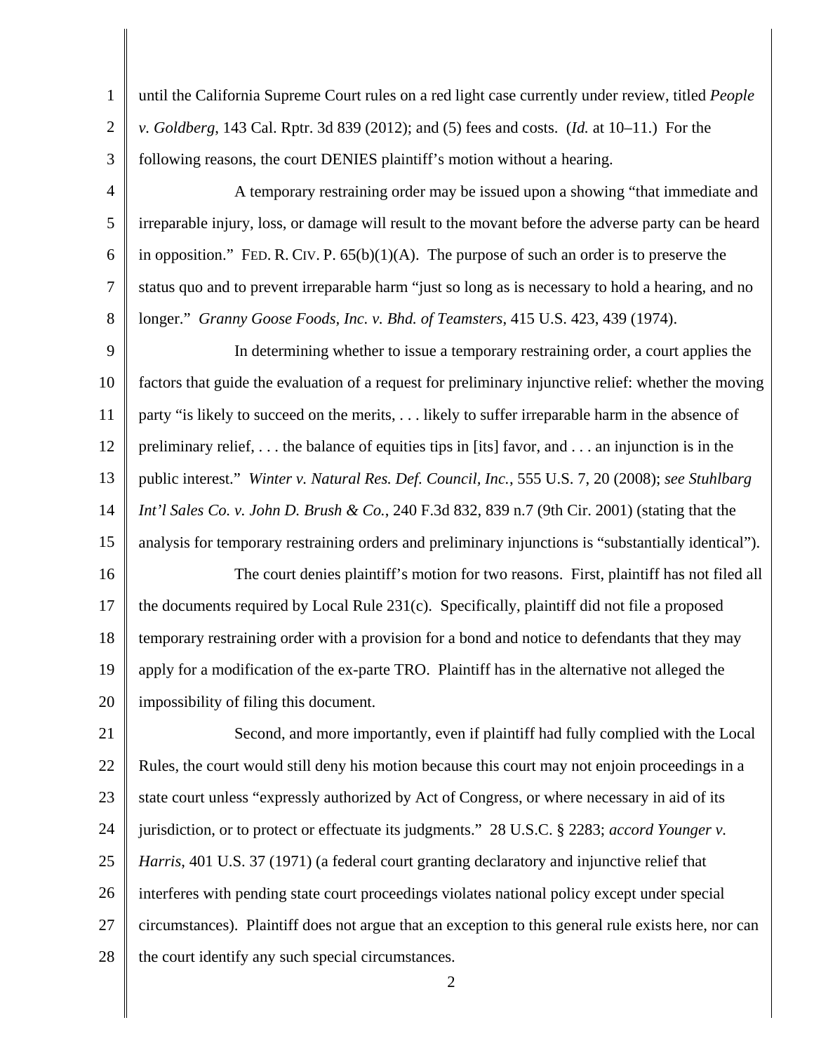until the California Supreme Court rules on a red light case currently under review, titled *People v. Goldberg*, 143 Cal. Rptr. 3d 839 (2012); and (5) fees and costs. (*Id.* at 10–11.) For the following reasons, the court DENIES plaintiff's motion without a hearing.

A temporary restraining order may be issued upon a showing "that immediate and irreparable injury, loss, or damage will result to the movant before the adverse party can be heard in opposition." FED. R. CIV. P. 65(b)(1)(A). The purpose of such an order is to preserve the status quo and to prevent irreparable harm "just so long as is necessary to hold a hearing, and no longer." *Granny Goose Foods, Inc. v. Bhd. of Teamsters*, 415 U.S. 423, 439 (1974).

In determining whether to issue a temporary restraining order, a court applies the factors that guide the evaluation of a request for preliminary injunctive relief: whether the moving party "is likely to succeed on the merits, . . . likely to suffer irreparable harm in the absence of preliminary relief, . . . the balance of equities tips in [its] favor, and . . . an injunction is in the public interest." *Winter v. Natural Res. Def. Council, Inc.*, 555 U.S. 7, 20 (2008); *see Stuhlbarg Int'l Sales Co. v. John D. Brush & Co.*, 240 F.3d 832, 839 n.7 (9th Cir. 2001) (stating that the analysis for temporary restraining orders and preliminary injunctions is "substantially identical").

The court denies plaintiff's motion for two reasons. First, plaintiff has not filed all the documents required by Local Rule 231(c). Specifically, plaintiff did not file a proposed temporary restraining order with a provision for a bond and notice to defendants that they may apply for a modification of the ex-parte TRO. Plaintiff has in the alternative not alleged the impossibility of filing this document.

Second, and more importantly, even if plaintiff had fully complied with the Local Rules, the court would still deny his motion because this court may not enjoin proceedings in a state court unless "expressly authorized by Act of Congress, or where necessary in aid of its jurisdiction, or to protect or effectuate its judgments." 28 U.S.C. § 2283; *accord Younger v. Harris*, 401 U.S. 37 (1971) (a federal court granting declaratory and injunctive relief that interferes with pending state court proceedings violates national policy except under special circumstances). Plaintiff does not argue that an exception to this general rule exists here, nor can the court identify any such special circumstances.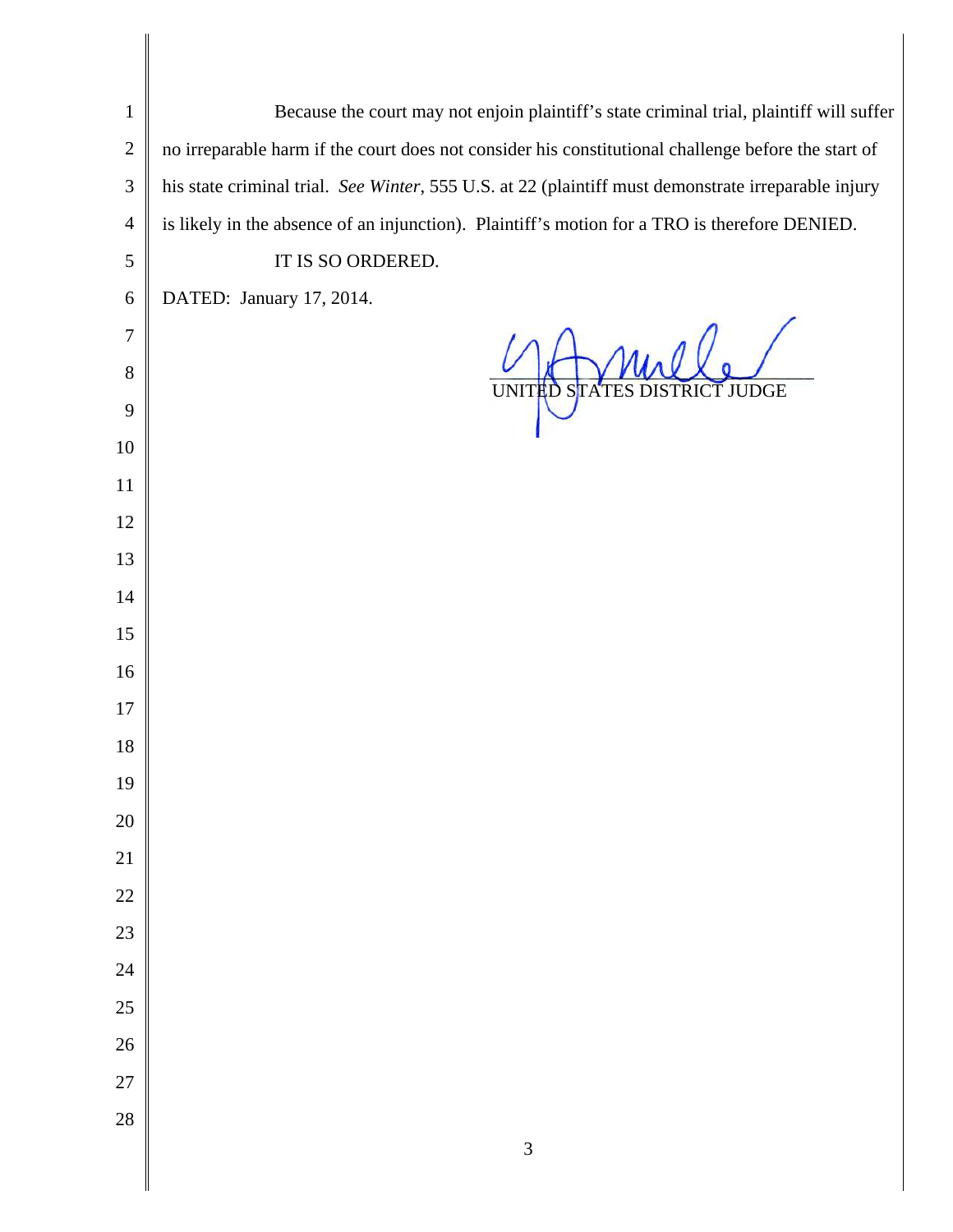Because the court may not enjoin plaintiff's state criminal trial, plaintiff will suffer no irreparable harm if the court does not consider his constitutional challenge before the start of his state criminal trial. *See Winter*, 555 U.S. at 22 (plaintiff must demonstrate irreparable injury is likely in the absence of an injunction). Plaintiff's motion for a TRO is therefore DENIED.

IT IS SO ORDERED.

DATED: January 17, 2014.

UNITED STATES DISTRICT JUDGE